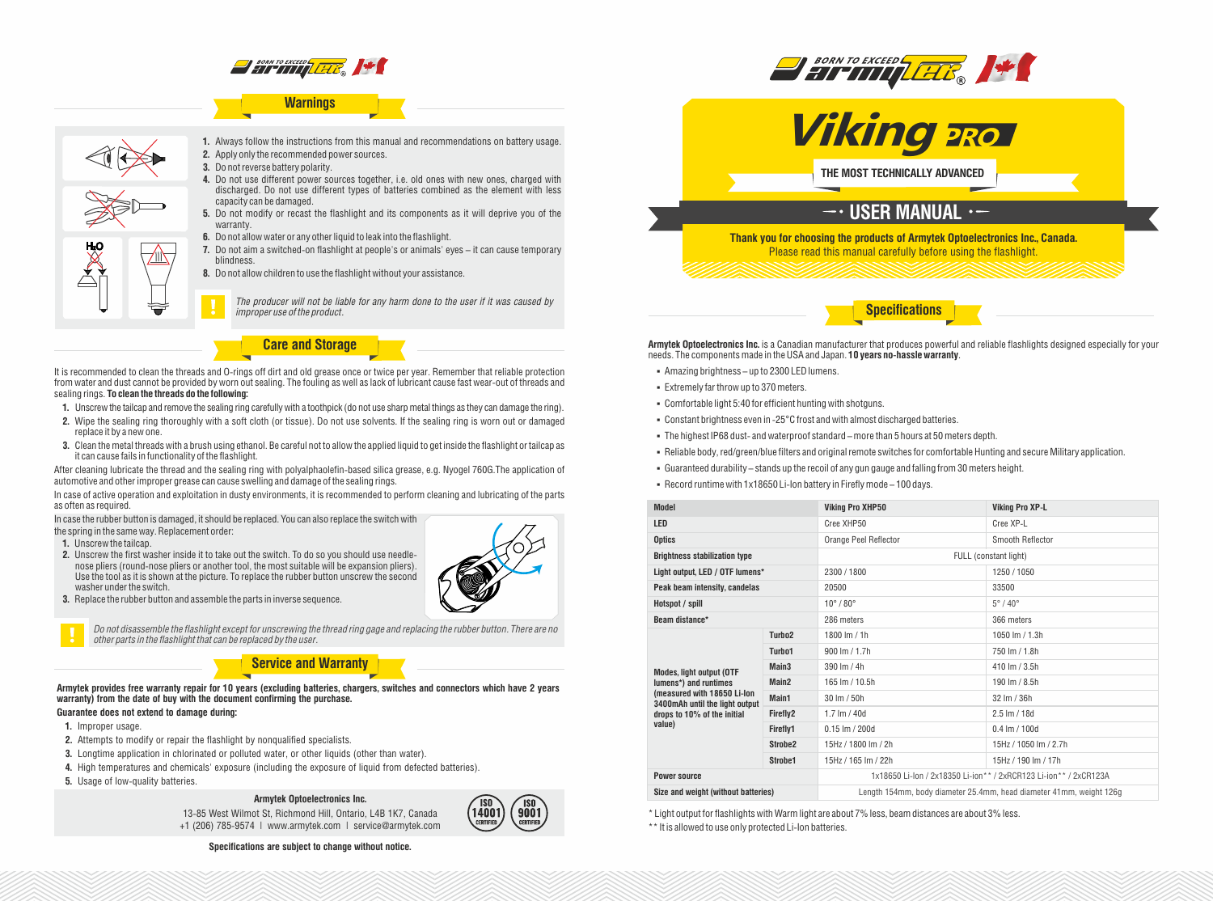## Warnings

1. Always follow the instructions from this manual and recommendations on battery usage.
2. Apply only the recommended power sources.
3. Do not reverse battery polarity.
4. Do not use different power sources together, i.e. old ones with new ones, charged with discharged. Do not use different types of batteries combined as the element with less capacity can be damaged.
5. Do not modify or recast the flashlight and its components as it will deprive you of the warranty.
6. Do not allow water or any other liquid to leak into the flashlight.
7. Do not aim a switched-on flashlight at people's or animals' eyes – it can cause temporary blindness.
8. Do not allow children to use the flashlight without your assistance.

*The producer will not be liable for any harm done to the user if it was caused by improper use of the product.*

## Care and Storage

It is recommended to clean the threads and O-rings off dirt and old grease once or twice per year. Remember that reliable protection from water and dust cannot be provided by worn out sealing. The fouling as well as lack of lubricant cause fast wear-out of threads and sealing rings. **To clean the threads do the following:**

1. Unscrew the tailcap and remove the sealing ring carefully with a toothpick (do not use sharp metal things as they can damage the ring).
2. Wipe the sealing ring thoroughly with a soft cloth (or tissue). Do not use solvents. If the sealing ring is worn out or damaged replace it by a new one.
3. Clean the metal threads with a brush using ethanol. Be careful not to allow the applied liquid to get inside the flashlight or tailcap as it can cause fails in functionality of the flashlight.

After cleaning lubricate the thread and the sealing ring with polyalphaolefin-based silica grease, e.g. Nyogel 760G.The application of automotive and other improper grease can cause swelling and damage of the sealing rings.

In case of active operation and exploitation in dusty environments, it is recommended to perform cleaning and lubricating of the parts as often as required.

In case the rubber button is damaged, it should be replaced. You can also replace the switch with the spring in the same way. Replacement order:

1. Unscrew the tailcap.
2. Unscrew the first washer inside it to take out the switch. To do so you should use needle-nose pliers (round-nose pliers or another tool, the most suitable will be expansion pliers). Use the tool as it is shown at the picture. To replace the rubber button unscrew the second washer under the switch.
3. Replace the rubber button and assemble the parts in inverse sequence.

*Do not disassemble the flashlight except for unscrewing the thread ring gage and replacing the rubber button. There are no other parts in the flashlight that can be replaced by the user.*

## Service and Warranty

**Armytek provides free warranty repair for 10 years (excluding batteries, chargers, switches and connectors which have 2 years warranty) from the date of buy with the document confirming the purchase.**

**Guarantee does not extend to damage during:**

1. Improper usage.
2. Attempts to modify or repair the flashlight by nonqualified specialists.
3. Longtime application in chlorinated or polluted water, or other liquids (other than water).
4. High temperatures and chemicals' exposure (including the exposure of liquid from defected batteries).
5. Usage of low-quality batteries.

**Armytek Optoelectronics Inc.**
13-85 West Wilmot St, Richmond Hill, Ontario, L4B 1K7, Canada
+1 (206) 785-9574 | www.armytek.com | service@armytek.com

ISO 14001 CERTIFIED | ISO 9001 CERTIFIED

**Specifications are subject to change without notice.**

# Viking PRO

**THE MOST TECHNICALLY ADVANCED**

## USER MANUAL

**Thank you for choosing the products of Armytek Optoelectronics Inc., Canada.**
Please read this manual carefully before using the flashlight.

## Specifications

**Armytek Optoelectronics Inc.** is a Canadian manufacturer that produces powerful and reliable flashlights designed especially for your needs. The components made in the USA and Japan. **10 years no-hassle warranty**.

- Amazing brightness – up to 2300 LED lumens.
- Extremely far throw up to 370 meters.
- Comfortable light 5:40 for efficient hunting with shotguns.
- Constant brightness even in -25°C frost and with almost discharged batteries.
- The highest IP68 dust- and waterproof standard – more than 5 hours at 50 meters depth.
- Reliable body, red/green/blue filters and original remote switches for comfortable Hunting and secure Military application.
- Guaranteed durability – stands up the recoil of any gun gauge and falling from 30 meters height.
- Record runtime with 1x18650 Li-Ion battery in Firefly mode – 100 days.

| Model | | Viking Pro XHP50 | Viking Pro XP-L |
|---|---|---|---|
| LED | | Cree XHP50 | Cree XP-L |
| Optics | | Orange Peel Reflector | Smooth Reflector |
| Brightness stabilization type | | FULL (constant light) | |
| Light output, LED / OTF lumens* | | 2300 / 1800 | 1250 / 1050 |
| Peak beam intensity, candelas | | 20500 | 33500 |
| Hotspot / spill | | 10° / 80° | 5° / 40° |
| Beam distance* | | 286 meters | 366 meters |
| Modes, light output (OTF lumens*) and runtimes (measured with 18650 Li-Ion 3400mAh until the light output drops to 10% of the initial value) | Turbo2 | 1800 lm / 1h | 1050 lm / 1.3h |
| | Turbo1 | 900 lm / 1.7h | 750 lm / 1.8h |
| | Main3 | 390 lm / 4h | 410 lm / 3.5h |
| | Main2 | 165 lm / 10.5h | 190 lm / 8.5h |
| | Main1 | 30 lm / 50h | 32 lm / 36h |
| | Firefly2 | 1.7 lm / 40d | 2.5 lm / 18d |
| | Firefly1 | 0.15 lm / 200d | 0.4 lm / 100d |
| | Strobe2 | 15Hz / 1800 lm / 2h | 15Hz / 1050 lm / 2.7h |
| | Strobe1 | 15Hz / 165 lm / 22h | 15Hz / 190 lm / 17h |
| Power source | | 1x18650 Li-Ion / 2x18350 Li-ion** / 2xRCR123 Li-ion** / 2xCR123A | |
| Size and weight (without batteries) | | Length 154mm, body diameter 25.4mm, head diameter 41mm, weight 126g | |

\* Light output for flashlights with Warm light are about 7% less, beam distances are about 3% less.

\*\* It is allowed to use only protected Li-Ion batteries.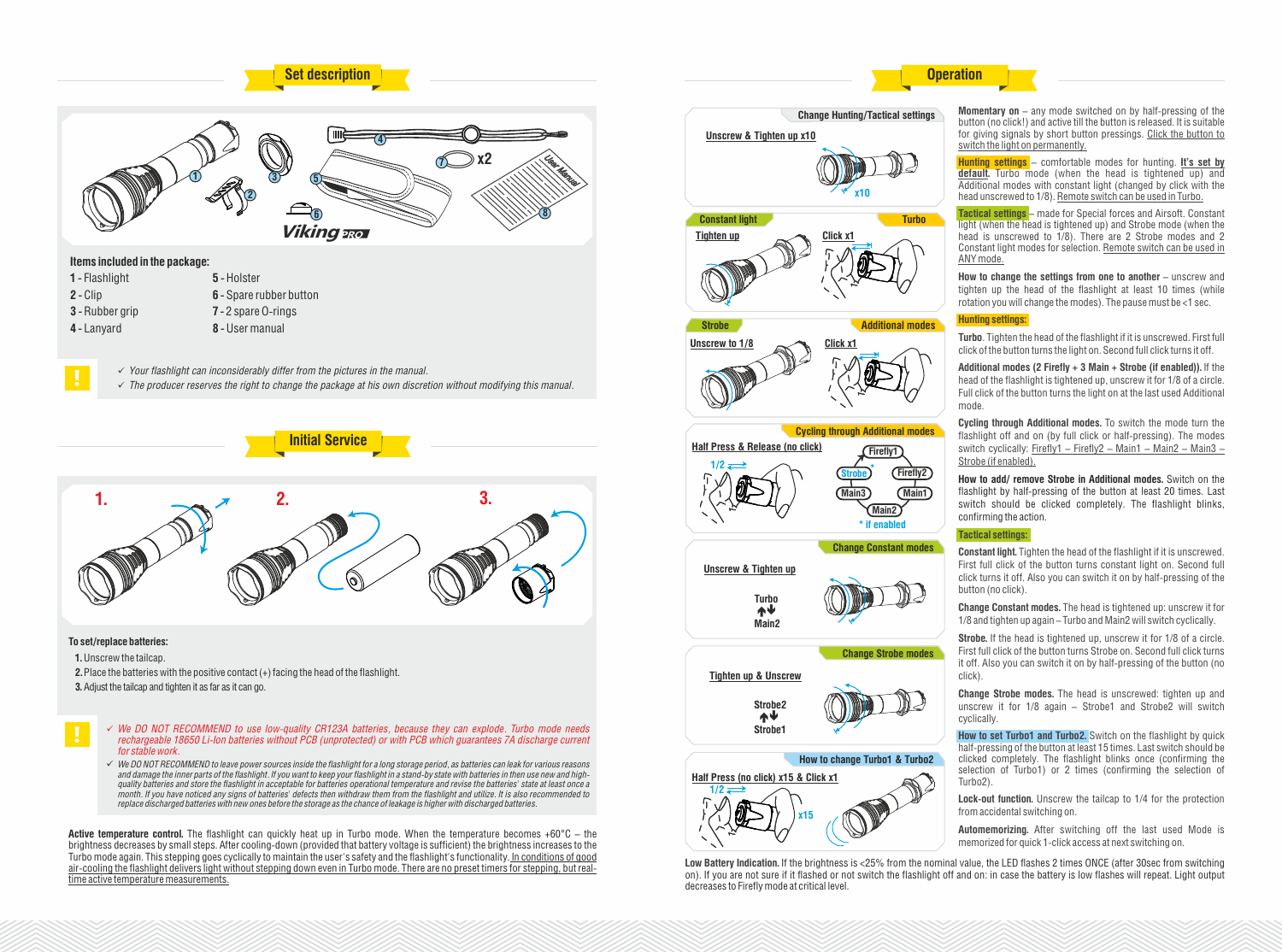## Set description

Viking PRO

x2

User Manual

**Items included in the package:**

- **1** - Flashlight
- **2** - Clip
- **3** - Rubber grip
- **4** - Lanyard
- **5** - Holster
- **6** - Spare rubber button
- **7** - 2 spare O-rings
- **8** - User manual

!

- ✓ *Your flashlight can inconsiderably differ from the pictures in the manual.*
- ✓ *The producer reserves the right to change the package at his own discretion without modifying this manual.*

## Initial Service

1. 2. 3.

**To set/replace batteries:**

1. Unscrew the tailcap.
2. Place the batteries with the positive contact (+) facing the head of the flashlight.
3. Adjust the tailcap and tighten it as far as it can go.

!

- ✓ *We DO NOT RECOMMEND to use low-quality CR123A batteries, because they can explode. Turbo mode needs rechargeable 18650 Li-Ion batteries without PCB (unprotected) or with PCB which guarantees 7A discharge current for stable work.*
- ✓ *We DO NOT RECOMMEND to leave power sources inside the flashlight for a long storage period, as batteries can leak for various reasons and damage the inner parts of the flashlight. If you want to keep your flashlight in a stand-by state with batteries in then use new and high-quality batteries and store the flashlight in acceptable for batteries operational temperature and revise the batteries' state at least once a month. If you have noticed any signs of batteries' defects then withdraw them from the flashlight and utilize. It is also recommended to replace discharged batteries with new ones before the storage as the chance of leakage is higher with discharged batteries.*

**Active temperature control.** The flashlight can quickly heat up in Turbo mode. When the temperature becomes +60°C – the brightness decreases by small steps. After cooling-down (provided that battery voltage is sufficient) the brightness increases to the Turbo mode again. This stepping goes cyclically to maintain the user's safety and the flashlight's functionality. In conditions of good air-cooling the flashlight delivers light without stepping down even in Turbo mode. There are no preset timers for stepping, but real-time active temperature measurements.

## Operation

**Change Hunting/Tactical settings**
Unscrew & Tighten up x10
x10

**Constant light** — **Turbo**
Tighten up — Click x1

**Strobe** — **Additional modes**
Unscrew to 1/8 — Click x1

**Cycling through Additional modes**
Half Press & Release (no click)
1/2
Firefly1, Firefly2, Main1, Main2, Main3, Strobe
* if enabled

**Change Constant modes**
Unscrew & Tighten up
Turbo ⇅ Main2

**Change Strobe modes**
Tighten up & Unscrew
Strobe2 ⇅ Strobe1

**How to change Turbo1 & Turbo2**
Half Press (no click) x15 & Click x1
1/2
x15

**Momentary on** – any mode switched on by half-pressing of the button (no click!) and active till the button is released. It is suitable for giving signals by short button pressings. Click the button to switch the light on permanently.

**Hunting settings** – comfortable modes for hunting. **It's set by default.** Turbo mode (when the head is tightened up) and Additional modes with constant light (changed by click with the head unscrewed to 1/8). Remote switch can be used in Turbo.

**Tactical settings** – made for Special forces and Airsoft. Constant light (when the head is tightened up) and Strobe mode (when the head is unscrewed to 1/8). There are 2 Strobe modes and 2 Constant light modes for selection. Remote switch can be used in ANY mode.

**How to change the settings from one to another** – unscrew and tighten up the head of the flashlight at least 10 times (while rotation you will change the modes). The pause must be <1 sec.

### Hunting settings:

**Turbo**. Tighten the head of the flashlight if it is unscrewed. First full click of the button turns the light on. Second full click turns it off.

**Additional modes (2 Firefly + 3 Main + Strobe (if enabled)).** If the head of the flashlight is tightened up, unscrew it for 1/8 of a circle. Full click of the button turns the light on at the last used Additional mode.

**Cycling through Additional modes.** To switch the mode turn the flashlight off and on (by full click or half-pressing). The modes switch cyclically: Firefly1 – Firefly2 – Main1 – Main2 – Main3 – Strobe (if enabled).

**How to add/ remove Strobe in Additional modes.** Switch on the flashlight by half-pressing of the button at least 20 times. Last switch should be clicked completely. The flashlight blinks, confirming the action.

### Tactical settings:

**Constant light.** Tighten the head of the flashlight if it is unscrewed. First full click of the button turns constant light on. Second full click turns it off. Also you can switch it on by half-pressing of the button (no click).

**Change Constant modes.** The head is tightened up: unscrew it for 1/8 and tighten up again – Turbo and Main2 will switch cyclically.

**Strobe.** If the head is tightened up, unscrew it for 1/8 of a circle. First full click of the button turns Strobe on. Second full click turns it off. Also you can switch it on by half-pressing of the button (no click).

**Change Strobe modes.** The head is unscrewed: tighten up and unscrew it for 1/8 again – Strobe1 and Strobe2 will switch cyclically.

**How to set Turbo1 and Turbo2.** Switch on the flashlight by quick half-pressing of the button at least 15 times. Last switch should be clicked completely. The flashlight blinks once (confirming the selection of Turbo1) or 2 times (confirming the selection of Turbo2).

**Lock-out function.** Unscrew the tailcap to 1/4 for the protection from accidental switching on.

**Automemorizing.** After switching off the last used Mode is memorized for quick 1-click access at next switching on.

**Low Battery Indication.** If the brightness is <25% from the nominal value, the LED flashes 2 times ONCE (after 30sec from switching on). If you are not sure if it flashed or not switch the flashlight off and on: in case the battery is low flashes will repeat. Light output decreases to Firefly mode at critical level.